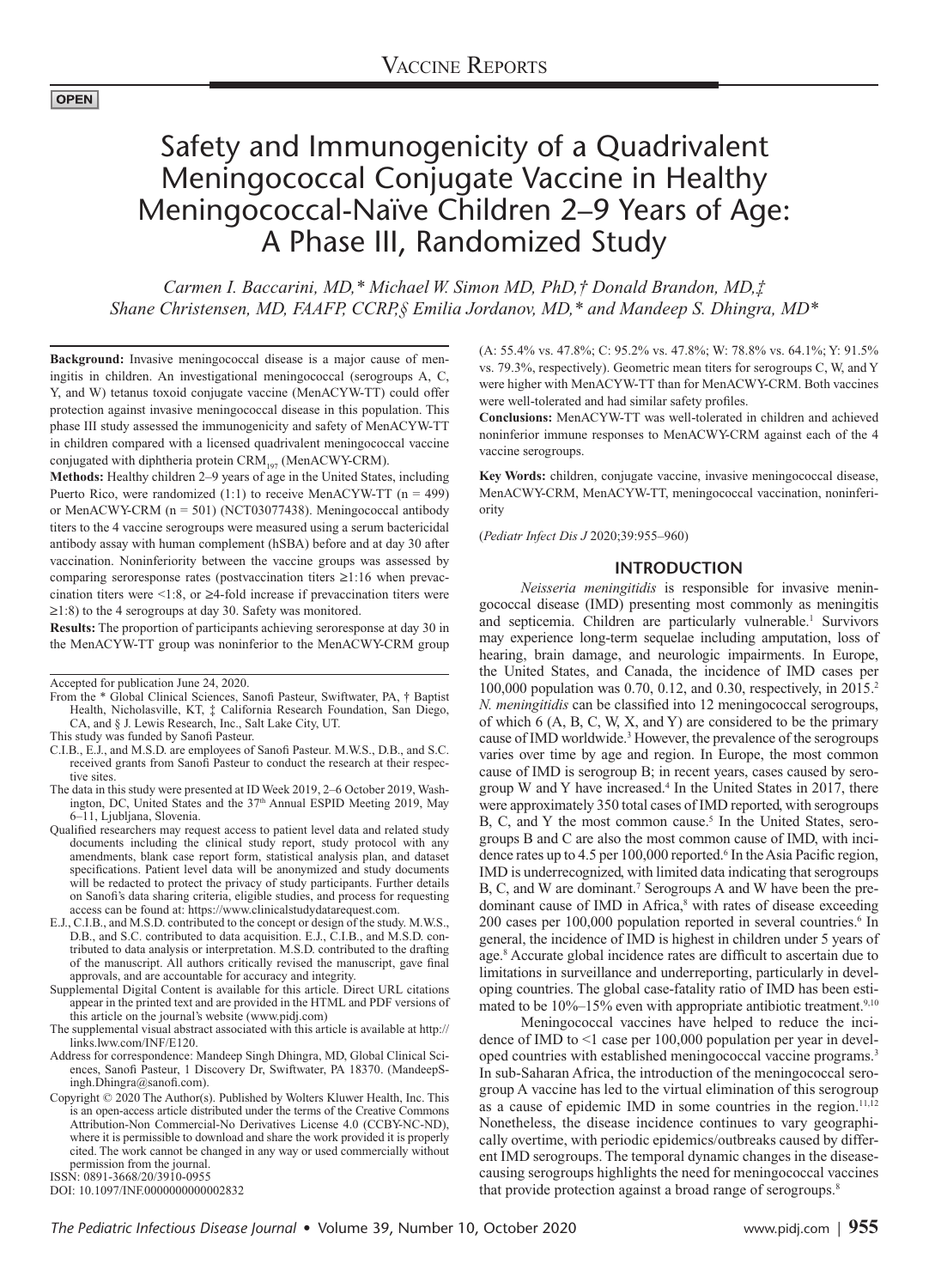**OPEN**

# Safety and Immunogenicity of a Quadrivalent Meningococcal Conjugate Vaccine in Healthy Meningococcal-Naïve Children 2–9 Years of Age: A Phase III, Randomized Study

*Carmen I. Baccarini, MD,\* Michael W. Simon MD, PhD,† Donald Brandon, MD,‡ Shane Christensen, MD, FAAFP, CCRP,§ Emilia Jordanov, MD,\* and Mandeep S. Dhingra, MD\**

**Background:** Invasive meningococcal disease is a major cause of meningitis in children. An investigational meningococcal (serogroups A, C, Y, and W) tetanus toxoid conjugate vaccine (MenACYW-TT) could offer protection against invasive meningococcal disease in this population. This phase III study assessed the immunogenicity and safety of MenACYW-TT in children compared with a licensed quadrivalent meningococcal vaccine conjugated with diphtheria protein $CRM_{197}$ (MenACWY-CRM).

**Methods:** Healthy children 2–9 years of age in the United States, including Puerto Rico, were randomized (1:1) to receive MenACYW-TT (n = 499) or MenACWY-CRM (n = 501) (NCT03077438). Meningococcal antibody titers to the 4 vaccine serogroups were measured using a serum bactericidal antibody assay with human complement (hSBA) before and at day 30 after vaccination. Noninferiority between the vaccine groups was assessed by comparing seroresponse rates (postvaccination titers ≥1:16 when prevaccination titers were <1:8, or ≥4-fold increase if prevaccination titers were ≥1:8) to the 4 serogroups at day 30. Safety was monitored.

**Results:** The proportion of participants achieving seroresponse at day 30 in the MenACYW-TT group was noninferior to the MenACWY-CRM group (A: 55.4% vs. 47.8%; C: 95.2% vs. 47.8%; W: 78.8% vs. 64.1%; Y: 91.5% vs. 79.3%, respectively). Geometric mean titers for serogroups C, W, and Y were higher with MenACYW-TT than for MenACWY-CRM. Both vaccines were well-tolerated and had similar safety profiles.

**Conclusions:** MenACYW-TT was well-tolerated in children and achieved noninferior immune responses to MenACWY-CRM against each of the 4 vaccine serogroups.

**Key Words:** children, conjugate vaccine, invasive meningococcal disease, MenACWY-CRM, MenACYW-TT, meningococcal vaccination, noninferiority

(*Pediatr Infect Dis J* 2020;39:955–960)

Accepted for publication June 24, 2020.

From the \* Global Clinical Sciences, Sanofi Pasteur, Swiftwater, PA, † Baptist Health, Nicholasville, KT, ‡ California Research Foundation, San Diego, CA, and § J. Lewis Research, Inc., Salt Lake City, UT.

This study was funded by Sanofi Pasteur.

C.I.B., E.J., and M.S.D. are employees of Sanofi Pasteur. M.W.S., D.B., and S.C. received grants from Sanofi Pasteur to conduct the research at their respective sites.

The data in this study were presented at ID Week 2019, 2–6 October 2019, Washington, DC, United States and the 37th Annual ESPID Meeting 2019, May 6–11, Ljubljana, Slovenia.

Qualified researchers may request access to patient level data and related study documents including the clinical study report, study protocol with any amendments, blank case report form, statistical analysis plan, and dataset specifications. Patient level data will be anonymized and study documents will be redacted to protect the privacy of study participants. Further details on Sanofi's data sharing criteria, eligible studies, and process for requesting access can be found at: https://www.clinicalstudydatarequest.com.

E.J., C.I.B., and M.S.D. contributed to the concept or design of the study. M.W.S., D.B., and S.C. contributed to data acquisition. E.J., C.I.B., and M.S.D. contributed to data analysis or interpretation. M.S.D. contributed to the drafting of the manuscript. All authors critically revised the manuscript, gave final approvals, and are accountable for accuracy and integrity.

Supplemental Digital Content is available for this article. Direct URL citations appear in the printed text and are provided in the HTML and PDF versions of this article on the journal's website (www.pidj.com)

The supplemental visual abstract associated with this article is available at http://links.lww.com/INF/E120.

Address for correspondence: Mandeep Singh Dhingra, MD, Global Clinical Sciences, Sanofi Pasteur, 1 Discovery Dr, Swiftwater, PA 18370. (MandeepSingh.Dhingra@sanofi.com).

Copyright © 2020 The Author(s). Published by Wolters Kluwer Health, Inc. This is an open-access article distributed under the terms of the Creative Commons Attribution-Non Commercial-No Derivatives License 4.0 (CCBY-NC-ND), where it is permissible to download and share the work provided it is properly cited. The work cannot be changed in any way or used commercially without permission from the journal.

ISSN: 0891-3668/20/3910-0955

DOI: 10.1097/INF.0000000000002832

## INTRODUCTION

*Neisseria meningitidis* is responsible for invasive meningococcal disease (IMD) presenting most commonly as meningitis and septicemia. Children are particularly vulnerable.[1] Survivors may experience long-term sequelae including amputation, loss of hearing, brain damage, and neurologic impairments. In Europe, the United States, and Canada, the incidence of IMD cases per 100,000 population was 0.70, 0.12, and 0.30, respectively, in 2015.[2] *N. meningitidis* can be classified into 12 meningococcal serogroups, of which 6 (A, B, C, W, X, and Y) are considered to be the primary cause of IMD worldwide.[3] However, the prevalence of the serogroups varies over time by age and region. In Europe, the most common cause of IMD is serogroup B; in recent years, cases caused by serogroup W and Y have increased.[4] In the United States in 2017, there were approximately 350 total cases of IMD reported, with serogroups B, C, and Y the most common cause.[5] In the United States, serogroups B and C are also the most common cause of IMD, with incidence rates up to 4.5 per 100,000 reported.[6] In the Asia Pacific region, IMD is underrecognized, with limited data indicating that serogroups B, C, and W are dominant.[7] Serogroups A and W have been the predominant cause of IMD in Africa,[8] with rates of disease exceeding 200 cases per 100,000 population reported in several countries.[6] In general, the incidence of IMD is highest in children under 5 years of age.[8] Accurate global incidence rates are difficult to ascertain due to limitations in surveillance and underreporting, particularly in developing countries. The global case-fatality ratio of IMD has been estimated to be 10%–15% even with appropriate antibiotic treatment.[9,10]

Meningococcal vaccines have helped to reduce the incidence of IMD to <1 case per 100,000 population per year in developed countries with established meningococcal vaccine programs.[3] In sub-Saharan Africa, the introduction of the meningococcal serogroup A vaccine has led to the virtual elimination of this serogroup as a cause of epidemic IMD in some countries in the region.[11,12] Nonetheless, the disease incidence continues to vary geographically overtime, with periodic epidemics/outbreaks caused by different IMD serogroups. The temporal dynamic changes in the disease-causing serogroups highlights the need for meningococcal vaccines that provide protection against a broad range of serogroups.[8]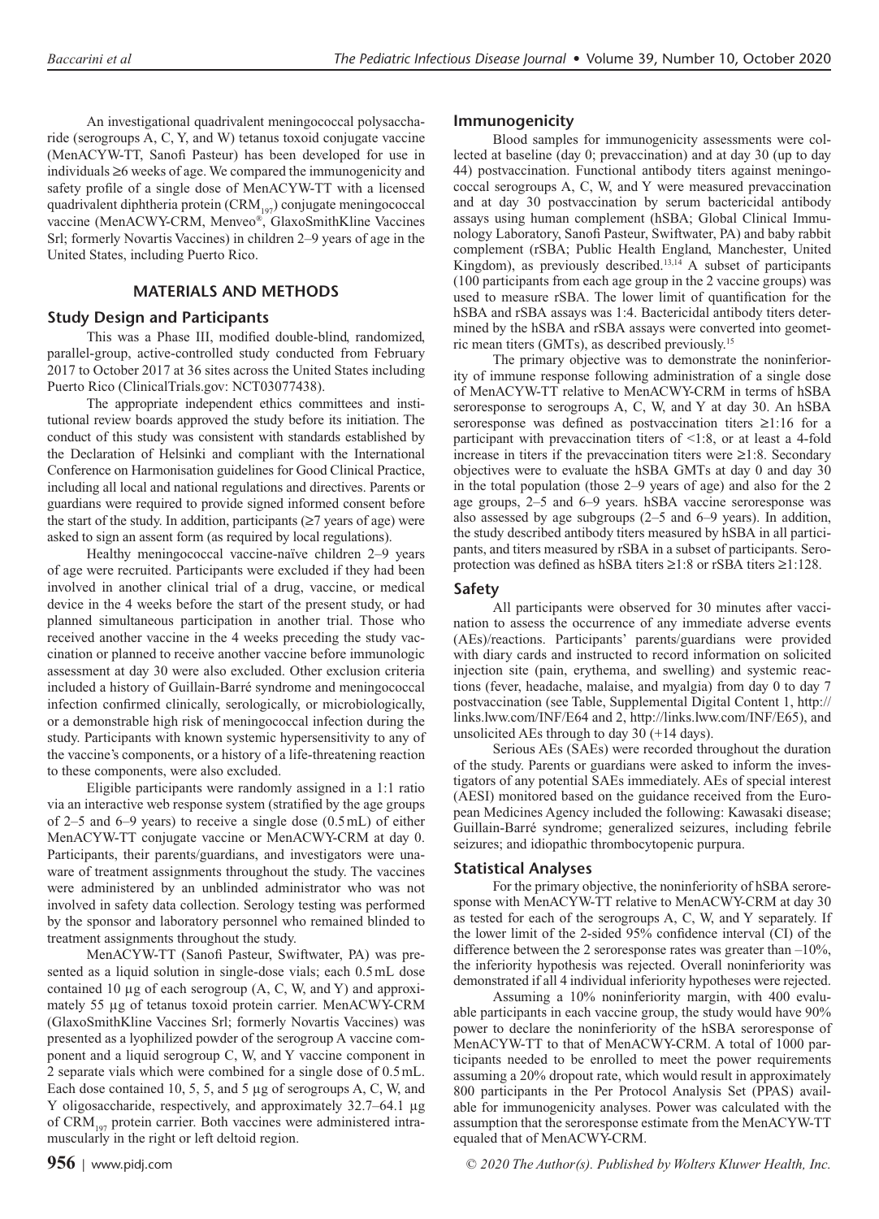An investigational quadrivalent meningococcal polysaccharide (serogroups A, C, Y, and W) tetanus toxoid conjugate vaccine (MenACYW-TT, Sanofi Pasteur) has been developed for use in individuals ≥6 weeks of age. We compared the immunogenicity and safety profile of a single dose of MenACYW-TT with a licensed quadrivalent diphtheria protein ($CRM_{197}$) conjugate meningococcal vaccine (MenACWY-CRM, Menveo®, GlaxoSmithKline Vaccines Srl; formerly Novartis Vaccines) in children 2–9 years of age in the United States, including Puerto Rico.

## MATERIALS AND METHODS

### Study Design and Participants

This was a Phase III, modified double-blind, randomized, parallel-group, active-controlled study conducted from February 2017 to October 2017 at 36 sites across the United States including Puerto Rico (ClinicalTrials.gov: NCT03077438).

The appropriate independent ethics committees and institutional review boards approved the study before its initiation. The conduct of this study was consistent with standards established by the Declaration of Helsinki and compliant with the International Conference on Harmonisation guidelines for Good Clinical Practice, including all local and national regulations and directives. Parents or guardians were required to provide signed informed consent before the start of the study. In addition, participants (≥7 years of age) were asked to sign an assent form (as required by local regulations).

Healthy meningococcal vaccine-naïve children 2–9 years of age were recruited. Participants were excluded if they had been involved in another clinical trial of a drug, vaccine, or medical device in the 4 weeks before the start of the present study, or had planned simultaneous participation in another trial. Those who received another vaccine in the 4 weeks preceding the study vaccination or planned to receive another vaccine before immunologic assessment at day 30 were also excluded. Other exclusion criteria included a history of Guillain-Barré syndrome and meningococcal infection confirmed clinically, serologically, or microbiologically, or a demonstrable high risk of meningococcal infection during the study. Participants with known systemic hypersensitivity to any of the vaccine's components, or a history of a life-threatening reaction to these components, were also excluded.

Eligible participants were randomly assigned in a 1:1 ratio via an interactive web response system (stratified by the age groups of 2–5 and 6–9 years) to receive a single dose (0.5 mL) of either MenACYW-TT conjugate vaccine or MenACWY-CRM at day 0. Participants, their parents/guardians, and investigators were unaware of treatment assignments throughout the study. The vaccines were administered by an unblinded administrator who was not involved in safety data collection. Serology testing was performed by the sponsor and laboratory personnel who remained blinded to treatment assignments throughout the study.

MenACYW-TT (Sanofi Pasteur, Swiftwater, PA) was presented as a liquid solution in single-dose vials; each 0.5 mL dose contained 10 µg of each serogroup (A, C, W, and Y) and approximately 55 µg of tetanus toxoid protein carrier. MenACWY-CRM (GlaxoSmithKline Vaccines Srl; formerly Novartis Vaccines) was presented as a lyophilized powder of the serogroup A vaccine component and a liquid serogroup C, W, and Y vaccine component in 2 separate vials which were combined for a single dose of 0.5 mL. Each dose contained 10, 5, 5, and 5 µg of serogroups A, C, W, and Y oligosaccharide, respectively, and approximately 32.7–64.1 µg of $CRM_{197}$ protein carrier. Both vaccines were administered intramuscularly in the right or left deltoid region.

### Immunogenicity

Blood samples for immunogenicity assessments were collected at baseline (day 0; prevaccination) and at day 30 (up to day 44) postvaccination. Functional antibody titers against meningococcal serogroups A, C, W, and Y were measured prevaccination and at day 30 postvaccination by serum bactericidal antibody assays using human complement (hSBA; Global Clinical Immunology Laboratory, Sanofi Pasteur, Swiftwater, PA) and baby rabbit complement (rSBA; Public Health England, Manchester, United Kingdom), as previously described.[13,14] A subset of participants (100 participants from each age group in the 2 vaccine groups) was used to measure rSBA. The lower limit of quantification for the hSBA and rSBA assays was 1:4. Bactericidal antibody titers determined by the hSBA and rSBA assays were converted into geometric mean titers (GMTs), as described previously.[15]

The primary objective was to demonstrate the noninferiority of immune response following administration of a single dose of MenACYW-TT relative to MenACWY-CRM in terms of hSBA seroresponse to serogroups A, C, W, and Y at day 30. An hSBA seroresponse was defined as postvaccination titers ≥1:16 for a participant with prevaccination titers of <1:8, or at least a 4-fold increase in titers if the prevaccination titers were ≥1:8. Secondary objectives were to evaluate the hSBA GMTs at day 0 and day 30 in the total population (those 2–9 years of age) and also for the 2 age groups, 2–5 and 6–9 years. hSBA vaccine seroresponse was also assessed by age subgroups (2–5 and 6–9 years). In addition, the study described antibody titers measured by hSBA in all participants, and titers measured by rSBA in a subset of participants. Seroprotection was defined as hSBA titers ≥1:8 or rSBA titers ≥1:128.

### Safety

All participants were observed for 30 minutes after vaccination to assess the occurrence of any immediate adverse events (AEs)/reactions. Participants' parents/guardians were provided with diary cards and instructed to record information on solicited injection site (pain, erythema, and swelling) and systemic reactions (fever, headache, malaise, and myalgia) from day 0 to day 7 postvaccination (see Table, Supplemental Digital Content 1, http://links.lww.com/INF/E64 and 2, http://links.lww.com/INF/E65), and unsolicited AEs through to day 30 (+14 days).

Serious AEs (SAEs) were recorded throughout the duration of the study. Parents or guardians were asked to inform the investigators of any potential SAEs immediately. AEs of special interest (AESI) monitored based on the guidance received from the European Medicines Agency included the following: Kawasaki disease; Guillain-Barré syndrome; generalized seizures, including febrile seizures; and idiopathic thrombocytopenic purpura.

### Statistical Analyses

For the primary objective, the noninferiority of hSBA seroresponse with MenACYW-TT relative to MenACWY-CRM at day 30 as tested for each of the serogroups A, C, W, and Y separately. If the lower limit of the 2-sided 95% confidence interval (CI) of the difference between the 2 seroresponse rates was greater than –10%, the inferiority hypothesis was rejected. Overall noninferiority was demonstrated if all 4 individual inferiority hypotheses were rejected.

Assuming a 10% noninferiority margin, with 400 evaluable participants in each vaccine group, the study would have 90% power to declare the noninferiority of the hSBA seroresponse of MenACYW-TT to that of MenACWY-CRM. A total of 1000 participants needed to be enrolled to meet the power requirements assuming a 20% dropout rate, which would result in approximately 800 participants in the Per Protocol Analysis Set (PPAS) available for immunogenicity analyses. Power was calculated with the assumption that the seroresponse estimate from the MenACYW-TT equaled that of MenACWY-CRM.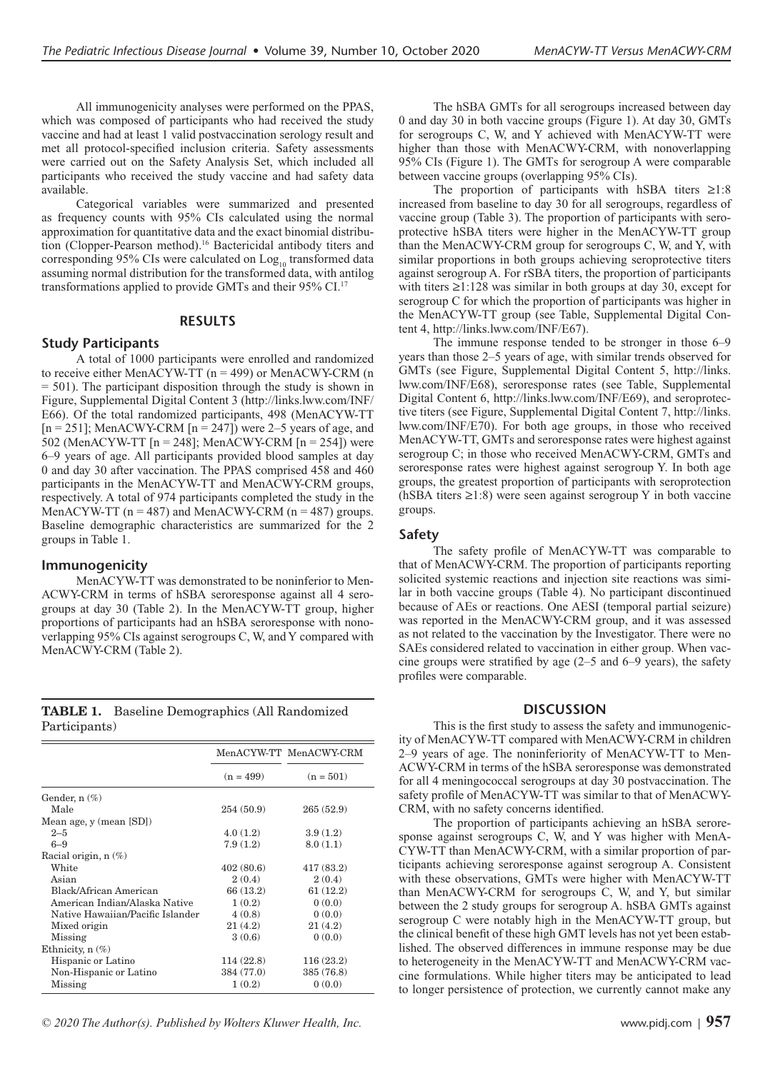All immunogenicity analyses were performed on the PPAS, which was composed of participants who had received the study vaccine and had at least 1 valid postvaccination serology result and met all protocol-specified inclusion criteria. Safety assessments were carried out on the Safety Analysis Set, which included all participants who received the study vaccine and had safety data available.

Categorical variables were summarized and presented as frequency counts with 95% CIs calculated using the normal approximation for quantitative data and the exact binomial distribution (Clopper-Pearson method).[16] Bactericidal antibody titers and corresponding 95% CIs were calculated on $\text{Log}_{10}$ transformed data assuming normal distribution for the transformed data, with antilog transformations applied to provide GMTs and their 95% CI.[17]

## RESULTS

### Study Participants

A total of 1000 participants were enrolled and randomized to receive either MenACYW-TT (n = 499) or MenACWY-CRM (n = 501). The participant disposition through the study is shown in Figure, Supplemental Digital Content 3 (http://links.lww.com/INF/E66). Of the total randomized participants, 498 (MenACYW-TT [n = 251]; MenACWY-CRM [n = 247]) were 2–5 years of age, and 502 (MenACYW-TT [n = 248]; MenACWY-CRM [n = 254]) were 6–9 years of age. All participants provided blood samples at day 0 and day 30 after vaccination. The PPAS comprised 458 and 460 participants in the MenACYW-TT and MenACWY-CRM groups, respectively. A total of 974 participants completed the study in the MenACYW-TT (n = 487) and MenACWY-CRM (n = 487) groups. Baseline demographic characteristics are summarized for the 2 groups in Table 1.

### Immunogenicity

MenACYW-TT was demonstrated to be noninferior to MenACWY-CRM in terms of hSBA seroresponse against all 4 serogroups at day 30 (Table 2). In the MenACYW-TT group, higher proportions of participants had an hSBA seroresponse with nonoverlapping 95% CIs against serogroups C, W, and Y compared with MenACWY-CRM (Table 2).

**TABLE 1.** Baseline Demographics (All Randomized Participants)

| | MenACYW-TT | MenACWY-CRM |
|---|---|---|
| | (n = 499) | (n = 501) |
| Gender, n (%) | | |
| Male | 254 (50.9) | 265 (52.9) |
| Mean age, y (mean [SD]) | | |
| 2–5 | 4.0 (1.2) | 3.9 (1.2) |
| 6–9 | 7.9 (1.2) | 8.0 (1.1) |
| Racial origin, n (%) | | |
| White | 402 (80.6) | 417 (83.2) |
| Asian | 2 (0.4) | 2 (0.4) |
| Black/African American | 66 (13.2) | 61 (12.2) |
| American Indian/Alaska Native | 1 (0.2) | 0 (0.0) |
| Native Hawaiian/Pacific Islander | 4 (0.8) | 0 (0.0) |
| Mixed origin | 21 (4.2) | 21 (4.2) |
| Missing | 3 (0.6) | 0 (0.0) |
| Ethnicity, n (%) | | |
| Hispanic or Latino | 114 (22.8) | 116 (23.2) |
| Non-Hispanic or Latino | 384 (77.0) | 385 (76.8) |
| Missing | 1 (0.2) | 0 (0.0) |

The hSBA GMTs for all serogroups increased between day 0 and day 30 in both vaccine groups (Figure 1). At day 30, GMTs for serogroups C, W, and Y achieved with MenACYW-TT were higher than those with MenACWY-CRM, with nonoverlapping 95% CIs (Figure 1). The GMTs for serogroup A were comparable between vaccine groups (overlapping 95% CIs).

The proportion of participants with hSBA titers ≥1:8 increased from baseline to day 30 for all serogroups, regardless of vaccine group (Table 3). The proportion of participants with seroprotective hSBA titers were higher in the MenACYW-TT group than the MenACWY-CRM group for serogroups C, W, and Y, with similar proportions in both groups achieving seroprotective titers against serogroup A. For rSBA titers, the proportion of participants with titers ≥1:128 was similar in both groups at day 30, except for serogroup C for which the proportion of participants was higher in the MenACYW-TT group (see Table, Supplemental Digital Content 4, http://links.lww.com/INF/E67).

The immune response tended to be stronger in those 6–9 years than those 2–5 years of age, with similar trends observed for GMTs (see Figure, Supplemental Digital Content 5, http://links.lww.com/INF/E68), seroresponse rates (see Table, Supplemental Digital Content 6, http://links.lww.com/INF/E69), and seroprotective titers (see Figure, Supplemental Digital Content 7, http://links.lww.com/INF/E70). For both age groups, in those who received MenACYW-TT, GMTs and seroresponse rates were highest against serogroup C; in those who received MenACWY-CRM, GMTs and seroresponse rates were highest against serogroup Y. In both age groups, the greatest proportion of participants with seroprotection (hSBA titers ≥1:8) were seen against serogroup Y in both vaccine groups.

### Safety

The safety profile of MenACYW-TT was comparable to that of MenACWY-CRM. The proportion of participants reporting solicited systemic reactions and injection site reactions was similar in both vaccine groups (Table 4). No participant discontinued because of AEs or reactions. One AESI (temporal partial seizure) was reported in the MenACWY-CRM group, and it was assessed as not related to the vaccination by the Investigator. There were no SAEs considered related to vaccination in either group. When vaccine groups were stratified by age (2–5 and 6–9 years), the safety profiles were comparable.

## DISCUSSION

This is the first study to assess the safety and immunogenicity of MenACYW-TT compared with MenACWY-CRM in children 2–9 years of age. The noninferiority of MenACYW-TT to MenACWY-CRM in terms of the hSBA seroresponse was demonstrated for all 4 meningococcal serogroups at day 30 postvaccination. The safety profile of MenACYW-TT was similar to that of MenACWY-CRM, with no safety concerns identified.

The proportion of participants achieving an hSBA seroresponse against serogroups C, W, and Y was higher with MenACYW-TT than MenACWY-CRM, with a similar proportion of participants achieving seroresponse against serogroup A. Consistent with these observations, GMTs were higher with MenACYW-TT than MenACWY-CRM for serogroups C, W, and Y, but similar between the 2 study groups for serogroup A. hSBA GMTs against serogroup C were notably high in the MenACYW-TT group, but the clinical benefit of these high GMT levels has not yet been established. The observed differences in immune response may be due to heterogeneity in the MenACYW-TT and MenACWY-CRM vaccine formulations. While higher titers may be anticipated to lead to longer persistence of protection, we currently cannot make any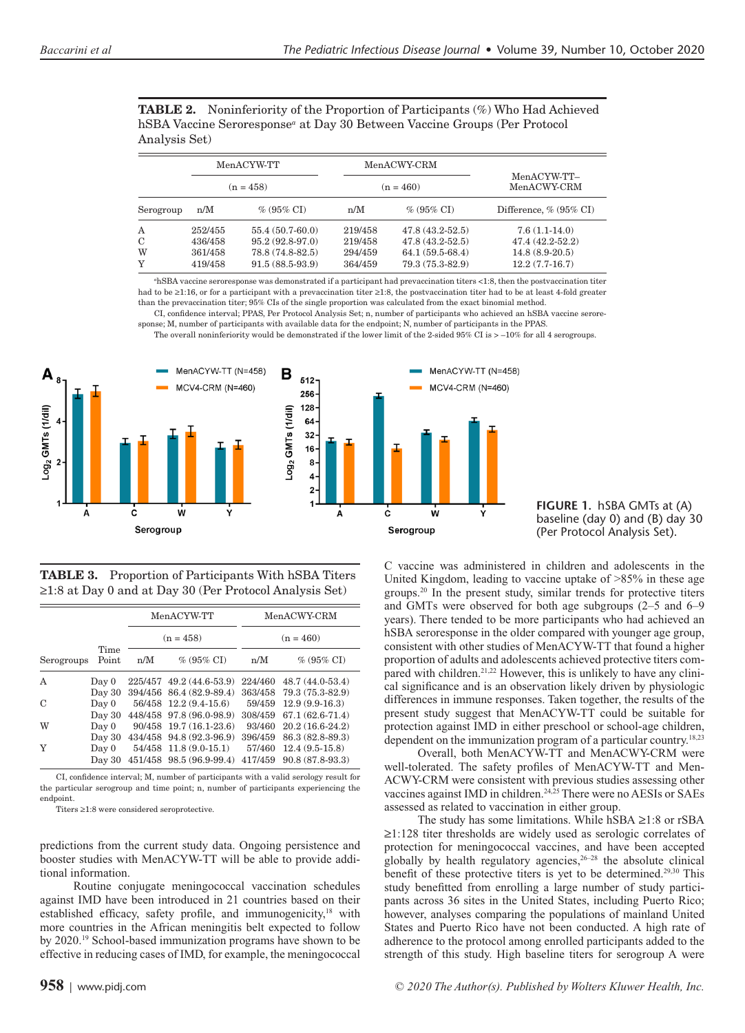**TABLE 2.** Noninferiority of the Proportion of Participants (%) Who Had Achieved hSBA Vaccine Seroresponse[a] at Day 30 Between Vaccine Groups (Per Protocol Analysis Set)

| | MenACYW-TT | | MenACWY-CRM | | MenACYW-TT–MenACWY-CRM |
|---|---|---|---|---|---|
| | (n = 458) | | (n = 460) | | |
| Serogroup | n/M | % (95% CI) | n/M | % (95% CI) | Difference, % (95% CI) |
| A | 252/455 | 55.4 (50.7-60.0) | 219/458 | 47.8 (43.2-52.5) | 7.6 (1.1-14.0) |
| C | 436/458 | 95.2 (92.8-97.0) | 219/458 | 47.8 (43.2-52.5) | 47.4 (42.2-52.2) |
| W | 361/458 | 78.8 (74.8-82.5) | 294/459 | 64.1 (59.5-68.4) | 14.8 (8.9-20.5) |
| Y | 419/458 | 91.5 (88.5-93.9) | 364/459 | 79.3 (75.3-82.9) | 12.2 (7.7-16.7) |

[a]hSBA vaccine seroresponse was demonstrated if a participant had prevaccination titers <1:8, then the postvaccination titer had to be ≥1:16, or for a participant with a prevaccination titer ≥1:8, the postvaccination titer had to be at least 4-fold greater than the prevaccination titer; 95% CIs of the single proportion was calculated from the exact binomial method.

CI, confidence interval; PPAS, Per Protocol Analysis Set; n, number of participants who achieved an hSBA vaccine seroresponse; M, number of participants with available data for the endpoint; N, number of participants in the PPAS.

The overall noninferiority would be demonstrated if the lower limit of the 2-sided 95% CI is > −10% for all 4 serogroups.

**FIGURE 1.** hSBA GMTs at (A) baseline (day 0) and (B) day 30 (Per Protocol Analysis Set).

**TABLE 3.** Proportion of Participants With hSBA Titers ≥1:8 at Day 0 and at Day 30 (Per Protocol Analysis Set)

| | | MenACYW-TT | | MenACWY-CRM | |
|---|---|---|---|---|---|
| | | (n = 458) | | (n = 460) | |
| Serogroups | Time Point | n/M | % (95% CI) | n/M | % (95% CI) |
| A | Day 0 | 225/457 | 49.2 (44.6-53.9) | 224/460 | 48.7 (44.0-53.4) |
| | Day 30 | 394/456 | 86.4 (82.9-89.4) | 363/458 | 79.3 (75.3-82.9) |
| C | Day 0 | 56/458 | 12.2 (9.4-15.6) | 59/459 | 12.9 (9.9-16.3) |
| | Day 30 | 448/458 | 97.8 (96.0-98.9) | 308/459 | 67.1 (62.6-71.4) |
| W | Day 0 | 90/458 | 19.7 (16.1-23.6) | 93/460 | 20.2 (16.6-24.2) |
| | Day 30 | 434/458 | 94.8 (92.3-96.9) | 396/459 | 86.3 (82.8-89.3) |
| Y | Day 0 | 54/458 | 11.8 (9.0-15.1) | 57/460 | 12.4 (9.5-15.8) |
| | Day 30 | 451/458 | 98.5 (96.9-99.4) | 417/459 | 90.8 (87.8-93.3) |

CI, confidence interval; M, number of participants with a valid serology result for the particular serogroup and time point; n, number of participants experiencing the endpoint.

Titers ≥1:8 were considered seroprotective.

predictions from the current study data. Ongoing persistence and booster studies with MenACYW-TT will be able to provide additional information.

Routine conjugate meningococcal vaccination schedules against IMD have been introduced in 21 countries based on their established efficacy, safety profile, and immunogenicity,[18] with more countries in the African meningitis belt expected to follow by 2020.[19] School-based immunization programs have shown to be effective in reducing cases of IMD, for example, the meningococcal C vaccine was administered in children and adolescents in the United Kingdom, leading to vaccine uptake of >85% in these age groups.[20] In the present study, similar trends for protective titers and GMTs were observed for both age subgroups (2–5 and 6–9 years). There tended to be more participants who had achieved an hSBA seroresponse in the older compared with younger age group, consistent with other studies of MenACYW-TT that found a higher proportion of adults and adolescents achieved protective titers compared with children.[21,22] However, this is unlikely to have any clinical significance and is an observation likely driven by physiologic differences in immune responses. Taken together, the results of the present study suggest that MenACYW-TT could be suitable for protection against IMD in either preschool or school-age children, dependent on the immunization program of a particular country.[18,23]

Overall, both MenACYW-TT and MenACWY-CRM were well-tolerated. The safety profiles of MenACYW-TT and MenACWY-CRM were consistent with previous studies assessing other vaccines against IMD in children.[24,25] There were no AESIs or SAEs assessed as related to vaccination in either group.

The study has some limitations. While hSBA ≥1:8 or rSBA ≥1:128 titer thresholds are widely used as serologic correlates of protection for meningococcal vaccines, and have been accepted globally by health regulatory agencies,[26–28] the absolute clinical benefit of these protective titers is yet to be determined.[29,30] This study benefitted from enrolling a large number of study participants across 36 sites in the United States, including Puerto Rico; however, analyses comparing the populations of mainland United States and Puerto Rico have not been conducted. A high rate of adherence to the protocol among enrolled participants added to the strength of this study. High baseline titers for serogroup A were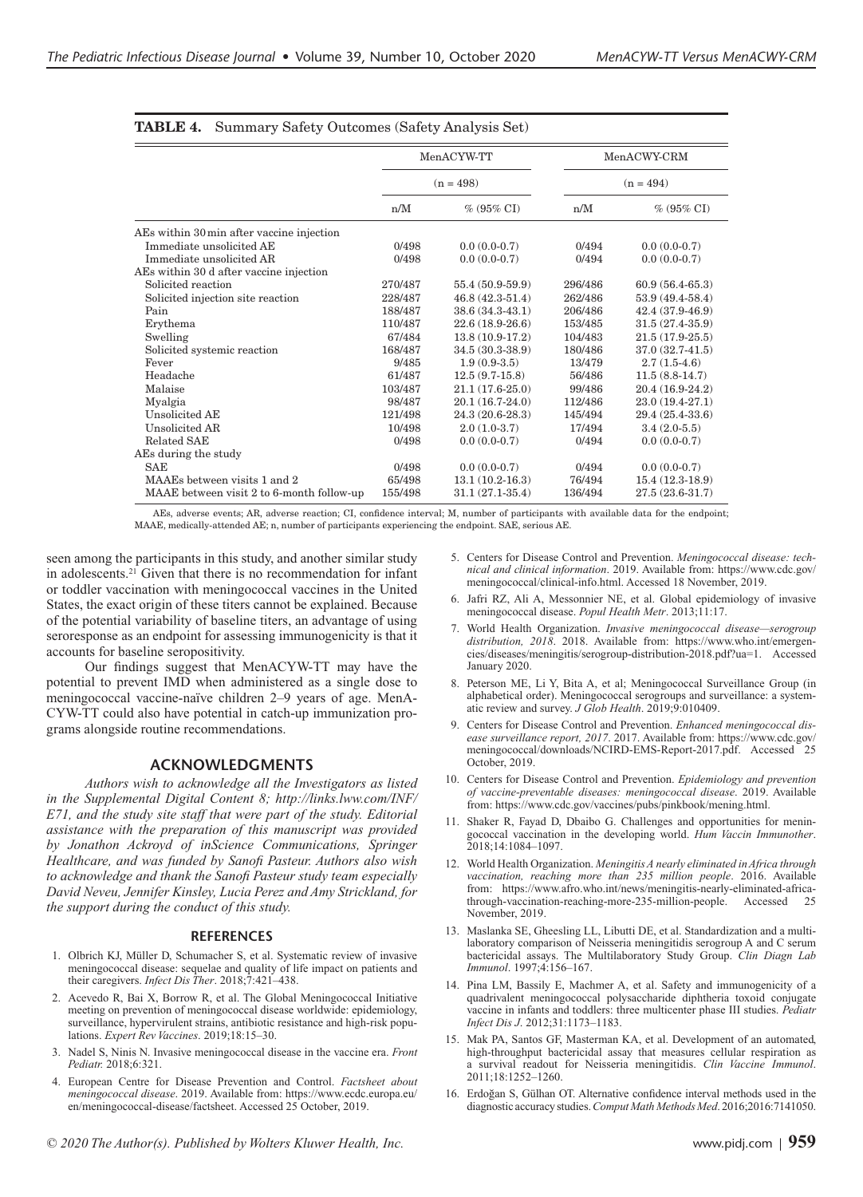**TABLE 4.** Summary Safety Outcomes (Safety Analysis Set)

| | MenACYW-TT (n = 498) | | MenACWY-CRM (n = 494) | |
|---|---|---|---|---|
| | n/M | % (95% CI) | n/M | % (95% CI) |
| AEs within 30 min after vaccine injection | | | | |
| Immediate unsolicited AE | 0/498 | 0.0 (0.0-0.7) | 0/494 | 0.0 (0.0-0.7) |
| Immediate unsolicited AR | 0/498 | 0.0 (0.0-0.7) | 0/494 | 0.0 (0.0-0.7) |
| AEs within 30 d after vaccine injection | | | | |
| Solicited reaction | 270/487 | 55.4 (50.9-59.9) | 296/486 | 60.9 (56.4-65.3) |
| Solicited injection site reaction | 228/487 | 46.8 (42.3-51.4) | 262/486 | 53.9 (49.4-58.4) |
| Pain | 188/487 | 38.6 (34.3-43.1) | 206/486 | 42.4 (37.9-46.9) |
| Erythema | 110/487 | 22.6 (18.9-26.6) | 153/485 | 31.5 (27.4-35.9) |
| Swelling | 67/484 | 13.8 (10.9-17.2) | 104/483 | 21.5 (17.9-25.5) |
| Solicited systemic reaction | 168/487 | 34.5 (30.3-38.9) | 180/486 | 37.0 (32.7-41.5) |
| Fever | 9/485 | 1.9 (0.9-3.5) | 13/479 | 2.7 (1.5-4.6) |
| Headache | 61/487 | 12.5 (9.7-15.8) | 56/486 | 11.5 (8.8-14.7) |
| Malaise | 103/487 | 21.1 (17.6-25.0) | 99/486 | 20.4 (16.9-24.2) |
| Myalgia | 98/487 | 20.1 (16.7-24.0) | 112/486 | 23.0 (19.4-27.1) |
| Unsolicited AE | 121/498 | 24.3 (20.6-28.3) | 145/494 | 29.4 (25.4-33.6) |
| Unsolicited AR | 10/498 | 2.0 (1.0-3.7) | 17/494 | 3.4 (2.0-5.5) |
| Related SAE | 0/498 | 0.0 (0.0-0.7) | 0/494 | 0.0 (0.0-0.7) |
| AEs during the study | | | | |
| SAE | 0/498 | 0.0 (0.0-0.7) | 0/494 | 0.0 (0.0-0.7) |
| MAAEs between visits 1 and 2 | 65/498 | 13.1 (10.2-16.3) | 76/494 | 15.4 (12.3-18.9) |
| MAAE between visit 2 to 6-month follow-up | 155/498 | 31.1 (27.1-35.4) | 136/494 | 27.5 (23.6-31.7) |

AEs, adverse events; AR, adverse reaction; CI, confidence interval; M, number of participants with available data for the endpoint; MAAE, medically-attended AE; n, number of participants experiencing the endpoint. SAE, serious AE.

seen among the participants in this study, and another similar study in adolescents.[21] Given that there is no recommendation for infant or toddler vaccination with meningococcal vaccines in the United States, the exact origin of these titers cannot be explained. Because of the potential variability of baseline titers, an advantage of using seroresponse as an endpoint for assessing immunogenicity is that it accounts for baseline seropositivity.

Our findings suggest that MenACYW-TT may have the potential to prevent IMD when administered as a single dose to meningococcal vaccine-naïve children 2–9 years of age. MenACYW-TT could also have potential in catch-up immunization programs alongside routine recommendations.

## ACKNOWLEDGMENTS

*Authors wish to acknowledge all the Investigators as listed in the Supplemental Digital Content 8; http://links.lww.com/INF/E71, and the study site staff that were part of the study. Editorial assistance with the preparation of this manuscript was provided by Jonathon Ackroyd of inScience Communications, Springer Healthcare, and was funded by Sanofi Pasteur. Authors also wish to acknowledge and thank the Sanofi Pasteur study team especially David Neveu, Jennifer Kinsley, Lucia Perez and Amy Strickland, for the support during the conduct of this study.*

## REFERENCES

1. Olbrich KJ, Müller D, Schumacher S, et al. Systematic review of invasive meningococcal disease: sequelae and quality of life impact on patients and their caregivers. *Infect Dis Ther*. 2018;7:421–438.
2. Acevedo R, Bai X, Borrow R, et al. The Global Meningococcal Initiative meeting on prevention of meningococcal disease worldwide: epidemiology, surveillance, hypervirulent strains, antibiotic resistance and high-risk populations. *Expert Rev Vaccines*. 2019;18:15–30.
3. Nadel S, Ninis N. Invasive meningococcal disease in the vaccine era. *Front Pediatr.* 2018;6:321.
4. European Centre for Disease Prevention and Control. *Factsheet about meningococcal disease*. 2019. Available from: https://www.ecdc.europa.eu/en/meningococcal-disease/factsheet. Accessed 25 October, 2019.
5. Centers for Disease Control and Prevention. *Meningococcal disease: technical and clinical information*. 2019. Available from: https://www.cdc.gov/meningococcal/clinical-info.html. Accessed 18 November, 2019.
6. Jafri RZ, Ali A, Messonnier NE, et al. Global epidemiology of invasive meningococcal disease. *Popul Health Metr*. 2013;11:17.
7. World Health Organization. *Invasive meningococcal disease—serogroup distribution, 2018*. 2018. Available from: https://www.who.int/emergencies/diseases/meningitis/serogroup-distribution-2018.pdf?ua=1. Accessed January 2020.
8. Peterson ME, Li Y, Bita A, et al; Meningococcal Surveillance Group (in alphabetical order). Meningococcal serogroups and surveillance: a systematic review and survey. *J Glob Health*. 2019;9:010409.
9. Centers for Disease Control and Prevention. *Enhanced meningococcal disease surveillance report, 2017*. 2017. Available from: https://www.cdc.gov/meningococcal/downloads/NCIRD-EMS-Report-2017.pdf. Accessed 25 October, 2019.
10. Centers for Disease Control and Prevention. *Epidemiology and prevention of vaccine-preventable diseases: meningococcal disease*. 2019. Available from: https://www.cdc.gov/vaccines/pubs/pinkbook/mening.html.
11. Shaker R, Fayad D, Dbaibo G. Challenges and opportunities for meningococcal vaccination in the developing world. *Hum Vaccin Immunother*. 2018;14:1084–1097.
12. World Health Organization. *Meningitis A nearly eliminated in Africa through vaccination, reaching more than 235 million people*. 2016. Available from: https://www.afro.who.int/news/meningitis-nearly-eliminated-africa-through-vaccination-reaching-more-235-million-people. Accessed 25 November, 2019.
13. Maslanka SE, Gheesling LL, Libutti DE, et al. Standardization and a multilaboratory comparison of Neisseria meningitidis serogroup A and C serum bactericidal assays. The Multilaboratory Study Group. *Clin Diagn Lab Immunol*. 1997;4:156–167.
14. Pina LM, Bassily E, Machmer A, et al. Safety and immunogenicity of a quadrivalent meningococcal polysaccharide diphtheria toxoid conjugate vaccine in infants and toddlers: three multicenter phase III studies. *Pediatr Infect Dis J*. 2012;31:1173–1183.
15. Mak PA, Santos GF, Masterman KA, et al. Development of an automated, high-throughput bactericidal assay that measures cellular respiration as a survival readout for Neisseria meningitidis. *Clin Vaccine Immunol*. 2011;18:1252–1260.
16. Erdoğan S, Gülhan OT. Alternative confidence interval methods used in the diagnostic accuracy studies. *Comput Math Methods Med*. 2016;2016:7141050.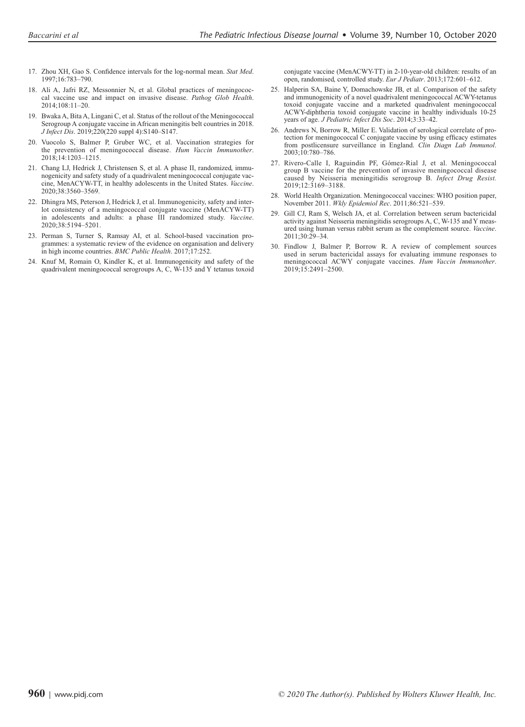17. Zhou XH, Gao S. Confidence intervals for the log-normal mean. *Stat Med*. 1997;16:783–790.
18. Ali A, Jafri RZ, Messonnier N, et al. Global practices of meningococcal vaccine use and impact on invasive disease. *Pathog Glob Health*. 2014;108:11–20.
19. Bwaka A, Bita A, Lingani C, et al. Status of the rollout of the Meningococcal Serogroup A conjugate vaccine in African meningitis belt countries in 2018. *J Infect Dis*. 2019;220(220 suppl 4):S140–S147.
20. Vuocolo S, Balmer P, Gruber WC, et al. Vaccination strategies for the prevention of meningococcal disease. *Hum Vaccin Immunother*. 2018;14:1203–1215.
21. Chang LJ, Hedrick J, Christensen S, et al. A phase II, randomized, immunogenicity and safety study of a quadrivalent meningococcal conjugate vaccine, MenACYW-TT, in healthy adolescents in the United States. *Vaccine*. 2020;38:3560–3569.
22. Dhingra MS, Peterson J, Hedrick J, et al. Immunogenicity, safety and inter-lot consistency of a meningococcal conjugate vaccine (MenACYW-TT) in adolescents and adults: a phase III randomized study. *Vaccine*. 2020;38:5194–5201.
23. Perman S, Turner S, Ramsay AI, et al. School-based vaccination programmes: a systematic review of the evidence on organisation and delivery in high income countries. *BMC Public Health*. 2017;17:252.
24. Knuf M, Romain O, Kindler K, et al. Immunogenicity and safety of the quadrivalent meningococcal serogroups A, C, W-135 and Y tetanus toxoid conjugate vaccine (MenACWY-TT) in 2-10-year-old children: results of an open, randomised, controlled study. *Eur J Pediatr*. 2013;172:601–612.
25. Halperin SA, Baine Y, Domachowske JB, et al. Comparison of the safety and immunogenicity of a novel quadrivalent meningococcal ACWY-tetanus toxoid conjugate vaccine and a marketed quadrivalent meningococcal ACWY-diphtheria toxoid conjugate vaccine in healthy individuals 10-25 years of age. *J Pediatric Infect Dis Soc*. 2014;3:33–42.
26. Andrews N, Borrow R, Miller E. Validation of serological correlate of protection for meningococcal C conjugate vaccine by using efficacy estimates from postlicensure surveillance in England. *Clin Diagn Lab Immunol*. 2003;10:780–786.
27. Rivero-Calle I, Raguindin PF, Gómez-Rial J, et al. Meningococcal group B vaccine for the prevention of invasive meningococcal disease caused by Neisseria meningitidis serogroup B. *Infect Drug Resist.* 2019;12:3169–3188.
28. World Health Organization. Meningococcal vaccines: WHO position paper, November 2011. *Wkly Epidemiol Rec*. 2011;86:521–539.
29. Gill CJ, Ram S, Welsch JA, et al. Correlation between serum bactericidal activity against Neisseria meningitidis serogroups A, C, W-135 and Y measured using human versus rabbit serum as the complement source. *Vaccine*. 2011;30:29–34.
30. Findlow J, Balmer P, Borrow R. A review of complement sources used in serum bactericidal assays for evaluating immune responses to meningococcal ACWY conjugate vaccines. *Hum Vaccin Immunother*. 2019;15:2491–2500.